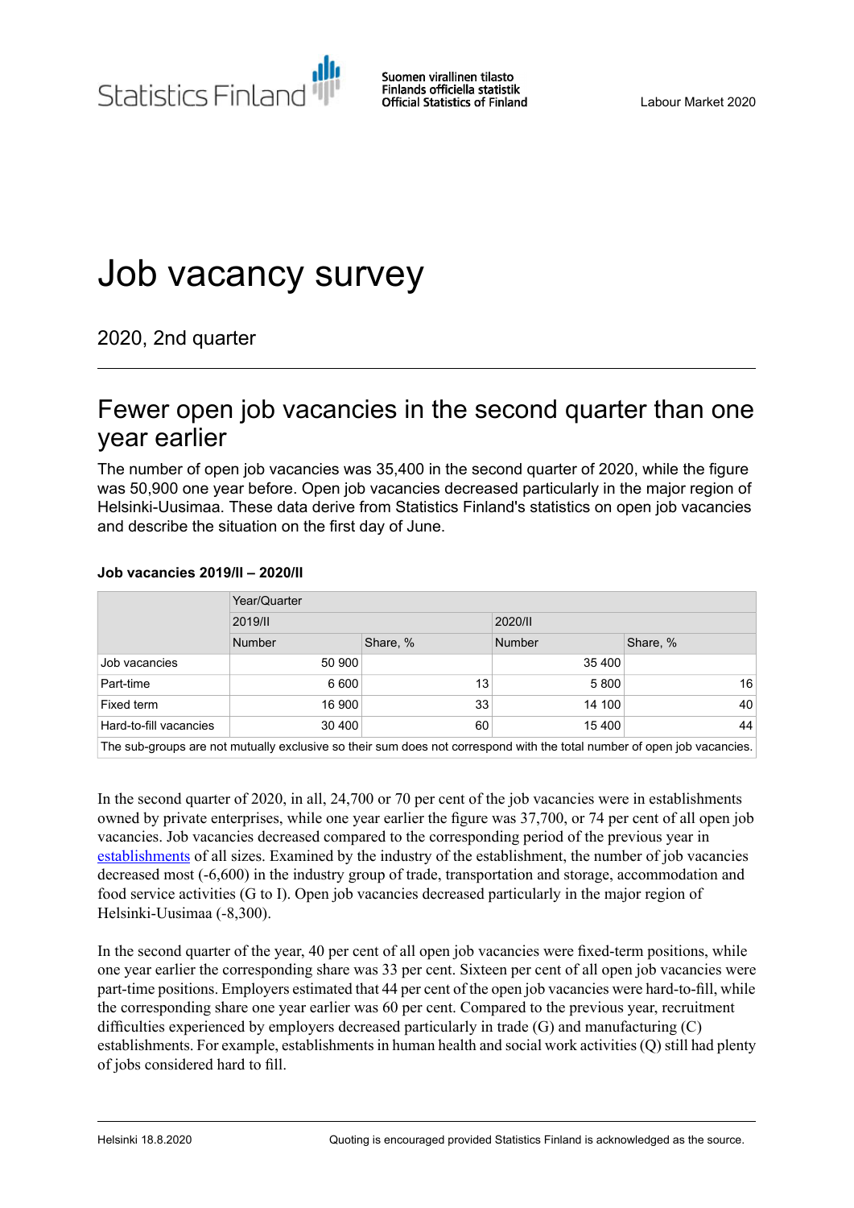Statistics Finland

Suomen virallinen tilasto
Finlands officiella statistik
Official Statistics of Finland

Labour Market 2020

# Job vacancy survey

2020, 2nd quarter

## Fewer open job vacancies in the second quarter than one year earlier

The number of open job vacancies was 35,400 in the second quarter of 2020, while the figure was 50,900 one year before. Open job vacancies decreased particularly in the major region of Helsinki-Uusimaa. These data derive from Statistics Finland's statistics on open job vacancies and describe the situation on the first day of June.

**Job vacancies 2019/II – 2020/II**

| | Year/Quarter | | | |
|---|---|---|---|---|
| | 2019/II | | 2020/II | |
| | Number | Share, % | Number | Share, % |
| Job vacancies | 50 900 | | 35 400 | |
| Part-time | 6 600 | 13 | 5 800 | 16 |
| Fixed term | 16 900 | 33 | 14 100 | 40 |
| Hard-to-fill vacancies | 30 400 | 60 | 15 400 | 44 |

The sub-groups are not mutually exclusive so their sum does not correspond with the total number of open job vacancies.

In the second quarter of 2020, in all, 24,700 or 70 per cent of the job vacancies were in establishments owned by private enterprises, while one year earlier the figure was 37,700, or 74 per cent of all open job vacancies. Job vacancies decreased compared to the corresponding period of the previous year in establishments of all sizes. Examined by the industry of the establishment, the number of job vacancies decreased most (-6,600) in the industry group of trade, transportation and storage, accommodation and food service activities (G to I). Open job vacancies decreased particularly in the major region of Helsinki-Uusimaa (-8,300).

In the second quarter of the year, 40 per cent of all open job vacancies were fixed-term positions, while one year earlier the corresponding share was 33 per cent. Sixteen per cent of all open job vacancies were part-time positions. Employers estimated that 44 per cent of the open job vacancies were hard-to-fill, while the corresponding share one year earlier was 60 per cent. Compared to the previous year, recruitment difficulties experienced by employers decreased particularly in trade (G) and manufacturing (C) establishments. For example, establishments in human health and social work activities (Q) still had plenty of jobs considered hard to fill.

Helsinki 18.8.2020

Quoting is encouraged provided Statistics Finland is acknowledged as the source.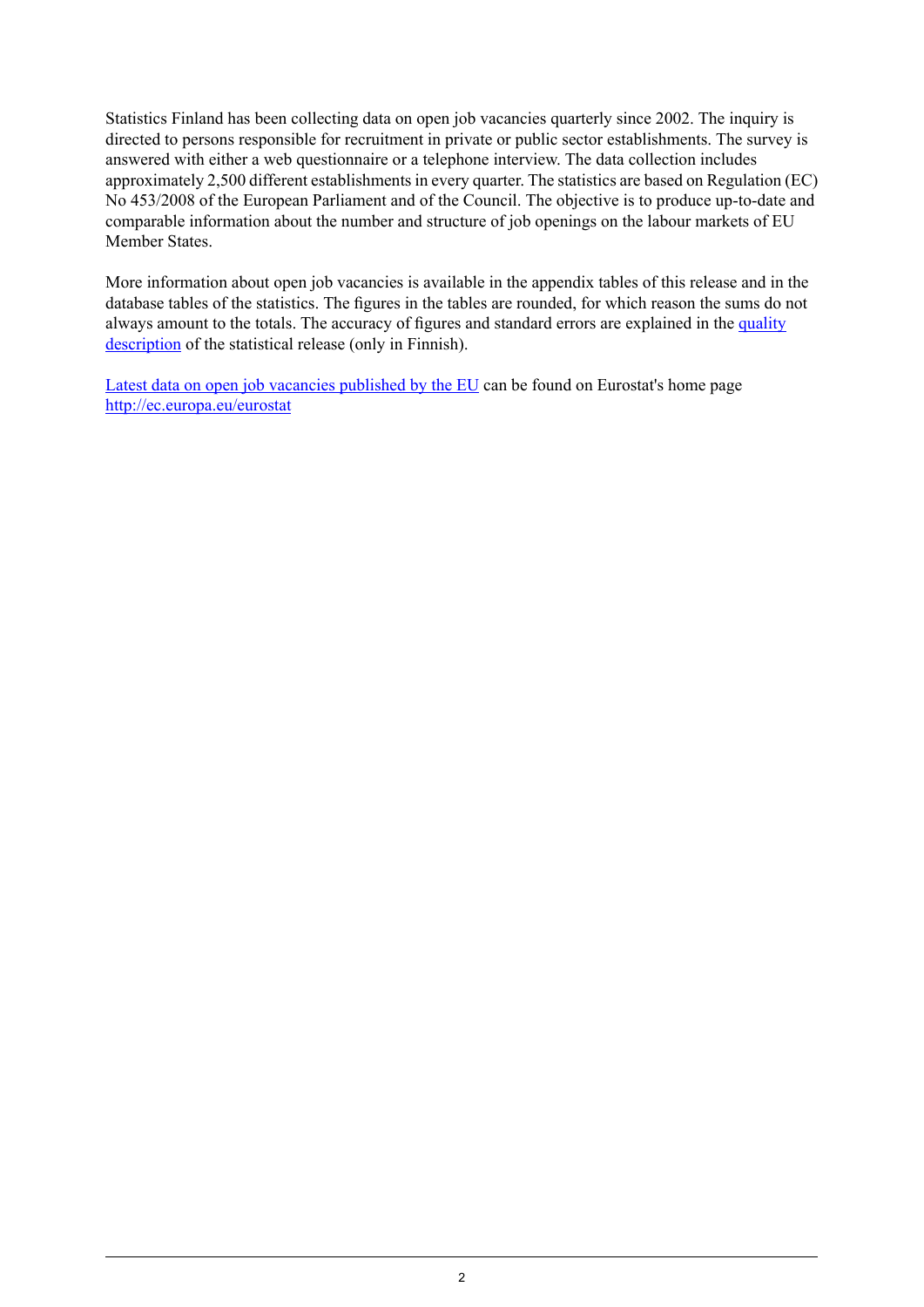Statistics Finland has been collecting data on open job vacancies quarterly since 2002. The inquiry is directed to persons responsible for recruitment in private or public sector establishments. The survey is answered with either a web questionnaire or a telephone interview. The data collection includes approximately 2,500 different establishments in every quarter. The statistics are based on Regulation (EC) No 453/2008 of the European Parliament and of the Council. The objective is to produce up-to-date and comparable information about the number and structure of job openings on the labour markets of EU Member States.

More information about open job vacancies is available in the appendix tables of this release and in the database tables of the statistics. The figures in the tables are rounded, for which reason the sums do not always amount to the totals. The accuracy of figures and standard errors are explained in the quality description of the statistical release (only in Finnish).

Latest data on open job vacancies published by the EU can be found on Eurostat's home page http://ec.europa.eu/eurostat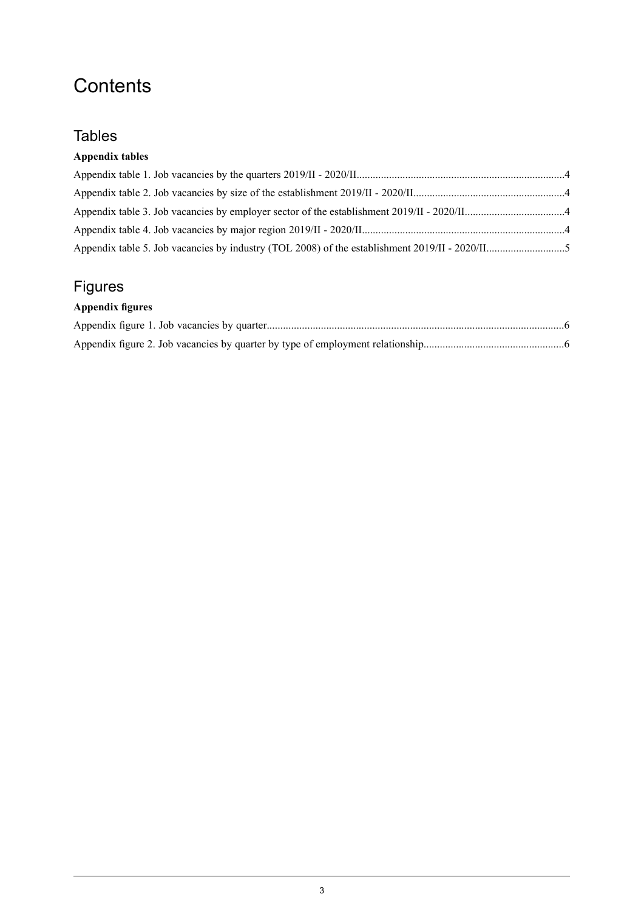# Contents

## Tables

**Appendix tables**

Appendix table 1. Job vacancies by the quarters 2019/II - 2020/II............................................................................4

Appendix table 2. Job vacancies by size of the establishment 2019/II - 2020/II.......................................................4

Appendix table 3. Job vacancies by employer sector of the establishment 2019/II - 2020/II....................................4

Appendix table 4. Job vacancies by major region 2019/II - 2020/II..........................................................................4

Appendix table 5. Job vacancies by industry (TOL 2008) of the establishment 2019/II - 2020/II............................5

## Figures

**Appendix figures**

Appendix figure 1. Job vacancies by quarter.............................................................................................................6

Appendix figure 2. Job vacancies by quarter by type of employment relationship...................................................6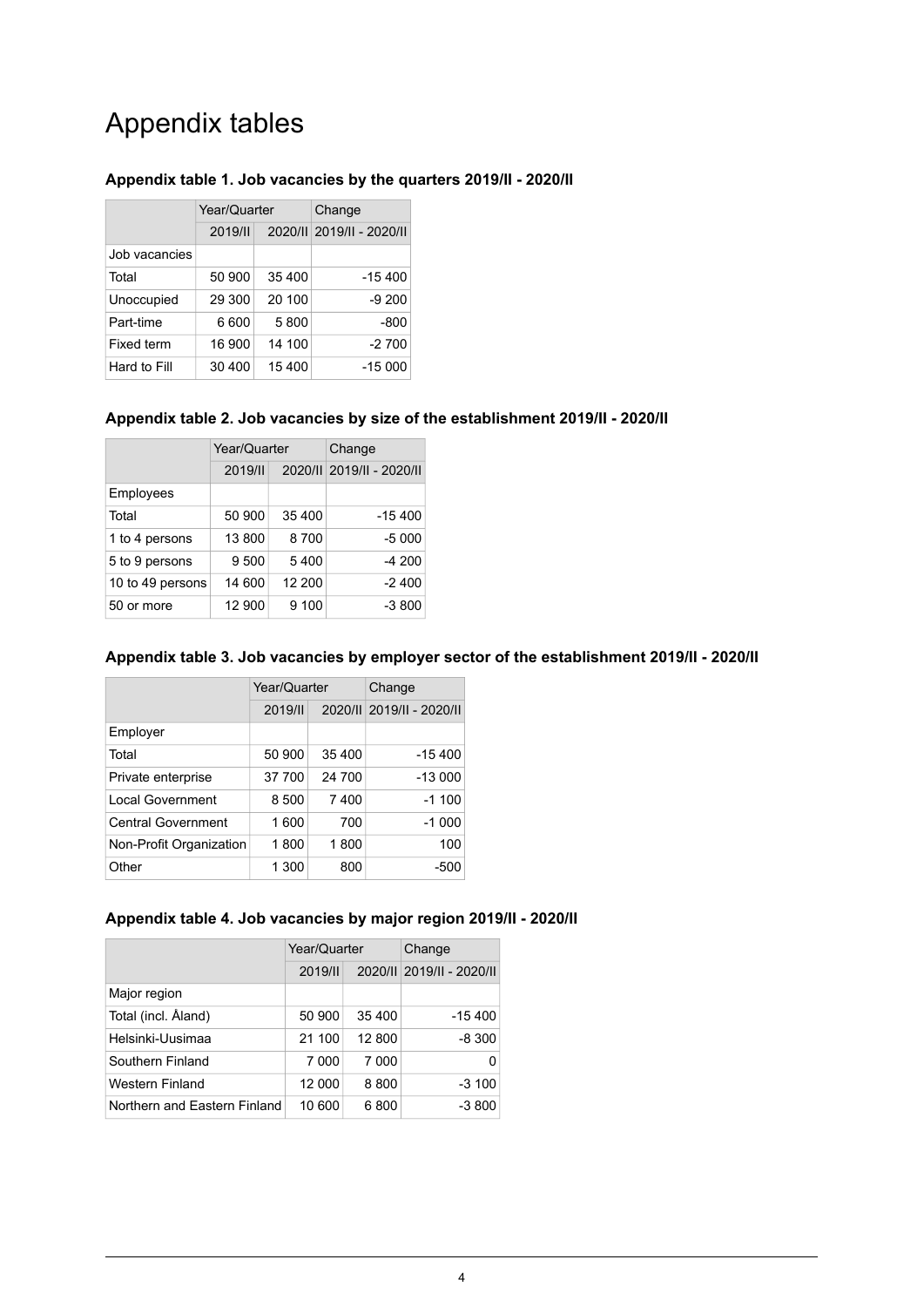# Appendix tables

### Appendix table 1. Job vacancies by the quarters 2019/II - 2020/II

| | Year/Quarter | | Change |
|---|---|---|---|
| | 2019/II | 2020/II | 2019/II - 2020/II |
| Job vacancies | | | |
| Total | 50 900 | 35 400 | -15 400 |
| Unoccupied | 29 300 | 20 100 | -9 200 |
| Part-time | 6 600 | 5 800 | -800 |
| Fixed term | 16 900 | 14 100 | -2 700 |
| Hard to Fill | 30 400 | 15 400 | -15 000 |

### Appendix table 2. Job vacancies by size of the establishment 2019/II - 2020/II

| | Year/Quarter | | Change |
|---|---|---|---|
| | 2019/II | 2020/II | 2019/II - 2020/II |
| Employees | | | |
| Total | 50 900 | 35 400 | -15 400 |
| 1 to 4 persons | 13 800 | 8 700 | -5 000 |
| 5 to 9 persons | 9 500 | 5 400 | -4 200 |
| 10 to 49 persons | 14 600 | 12 200 | -2 400 |
| 50 or more | 12 900 | 9 100 | -3 800 |

### Appendix table 3. Job vacancies by employer sector of the establishment 2019/II - 2020/II

| | Year/Quarter | | Change |
|---|---|---|---|
| | 2019/II | 2020/II | 2019/II - 2020/II |
| Employer | | | |
| Total | 50 900 | 35 400 | -15 400 |
| Private enterprise | 37 700 | 24 700 | -13 000 |
| Local Government | 8 500 | 7 400 | -1 100 |
| Central Government | 1 600 | 700 | -1 000 |
| Non-Profit Organization | 1 800 | 1 800 | 100 |
| Other | 1 300 | 800 | -500 |

### Appendix table 4. Job vacancies by major region 2019/II - 2020/II

| | Year/Quarter | | Change |
|---|---|---|---|
| | 2019/II | 2020/II | 2019/II - 2020/II |
| Major region | | | |
| Total (incl. Åland) | 50 900 | 35 400 | -15 400 |
| Helsinki-Uusimaa | 21 100 | 12 800 | -8 300 |
| Southern Finland | 7 000 | 7 000 | 0 |
| Western Finland | 12 000 | 8 800 | -3 100 |
| Northern and Eastern Finland | 10 600 | 6 800 | -3 800 |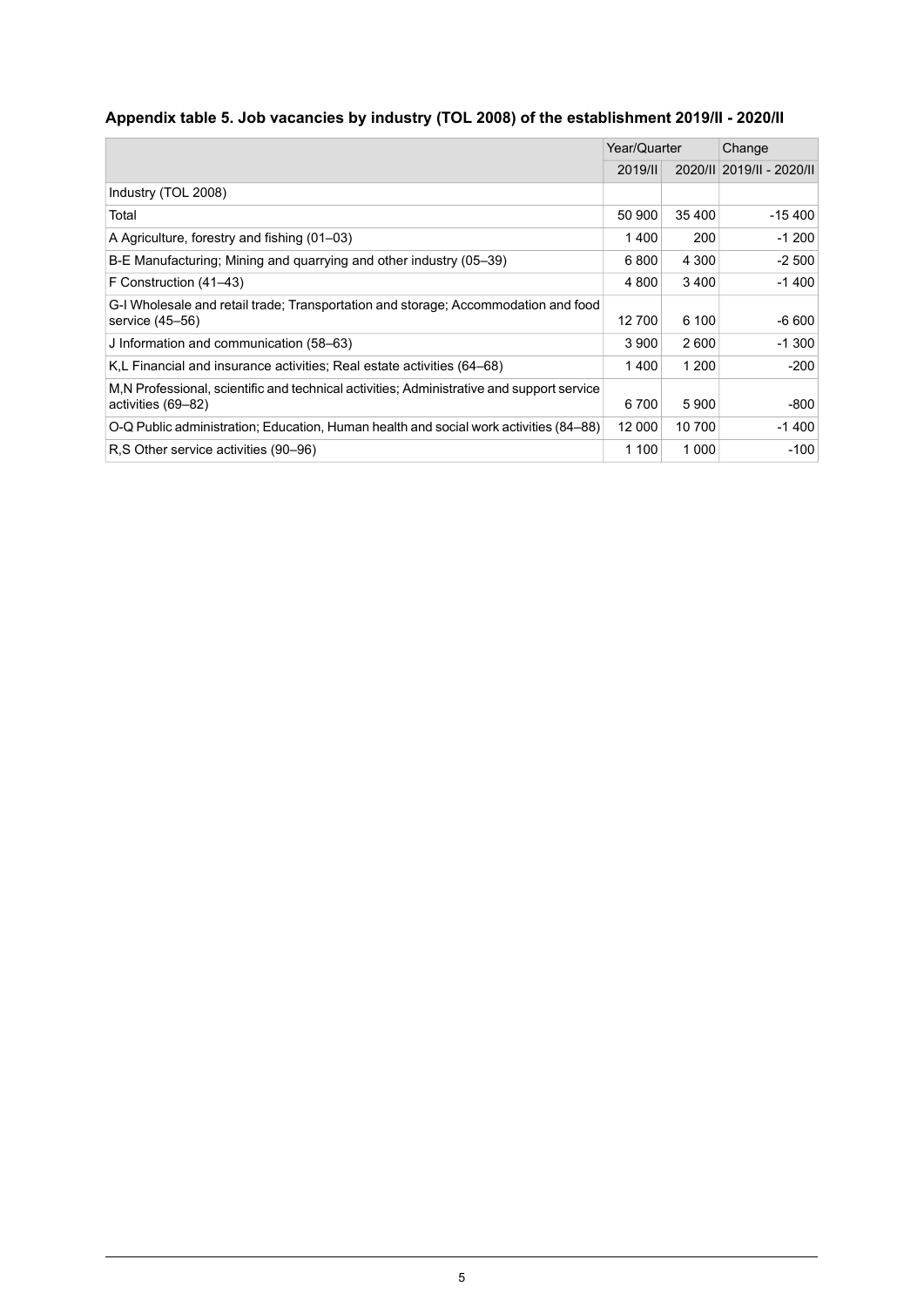### Appendix table 5. Job vacancies by industry (TOL 2008) of the establishment 2019/II - 2020/II

| | Year/Quarter | | Change |
|---|---|---|---|
| | 2019/II | 2020/II | 2019/II - 2020/II |
| Industry (TOL 2008) | | | |
| Total | 50 900 | 35 400 | -15 400 |
| A Agriculture, forestry and fishing (01–03) | 1 400 | 200 | -1 200 |
| B-E Manufacturing; Mining and quarrying and other industry (05–39) | 6 800 | 4 300 | -2 500 |
| F Construction (41–43) | 4 800 | 3 400 | -1 400 |
| G-I Wholesale and retail trade; Transportation and storage; Accommodation and food service (45–56) | 12 700 | 6 100 | -6 600 |
| J Information and communication (58–63) | 3 900 | 2 600 | -1 300 |
| K,L Financial and insurance activities; Real estate activities (64–68) | 1 400 | 1 200 | -200 |
| M,N Professional, scientific and technical activities; Administrative and support service activities (69–82) | 6 700 | 5 900 | -800 |
| O-Q Public administration; Education, Human health and social work activities (84–88) | 12 000 | 10 700 | -1 400 |
| R,S Other service activities (90–96) | 1 100 | 1 000 | -100 |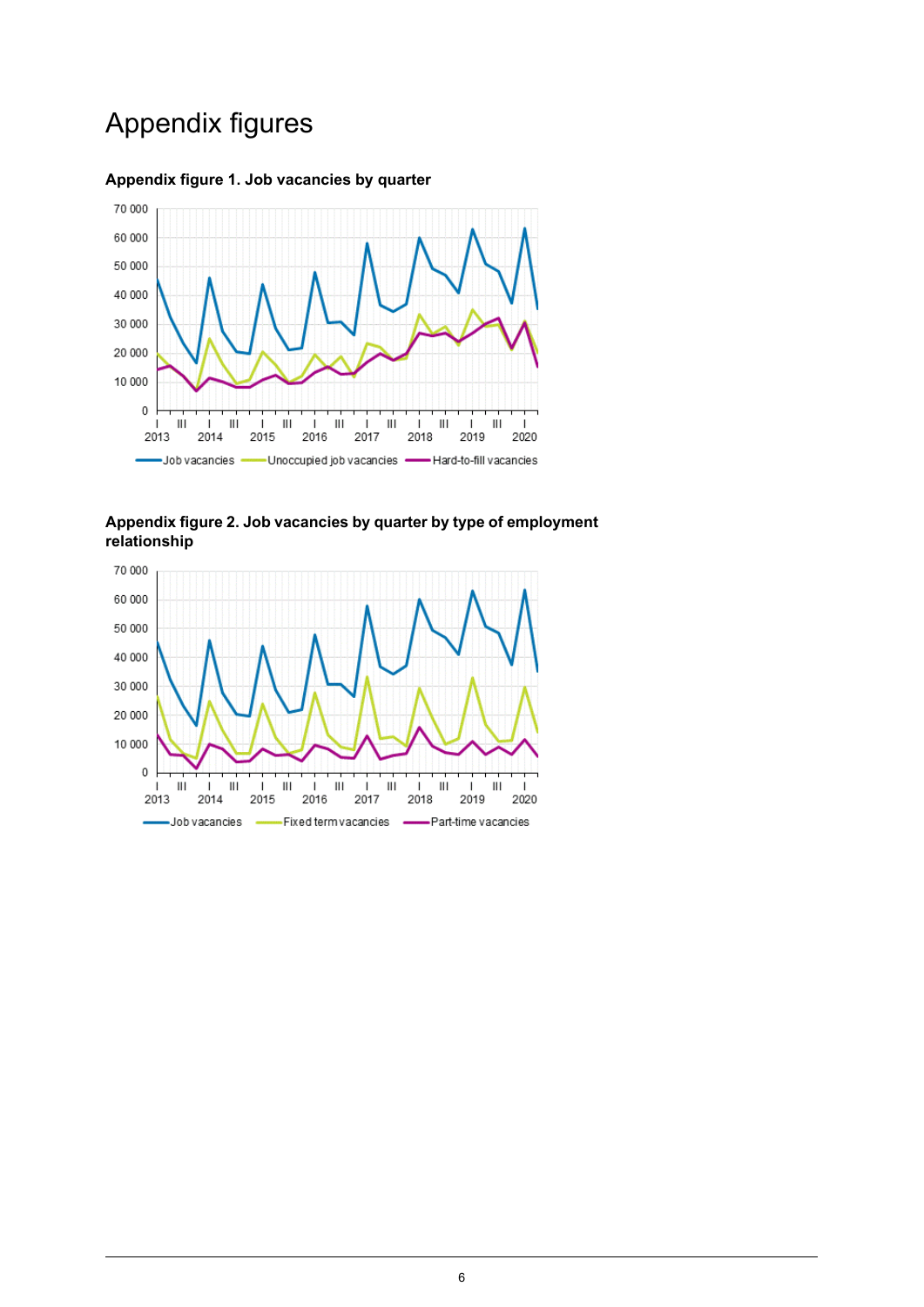# Appendix figures

**Appendix figure 1. Job vacancies by quarter**

**Appendix figure 2. Job vacancies by quarter by type of employment relationship**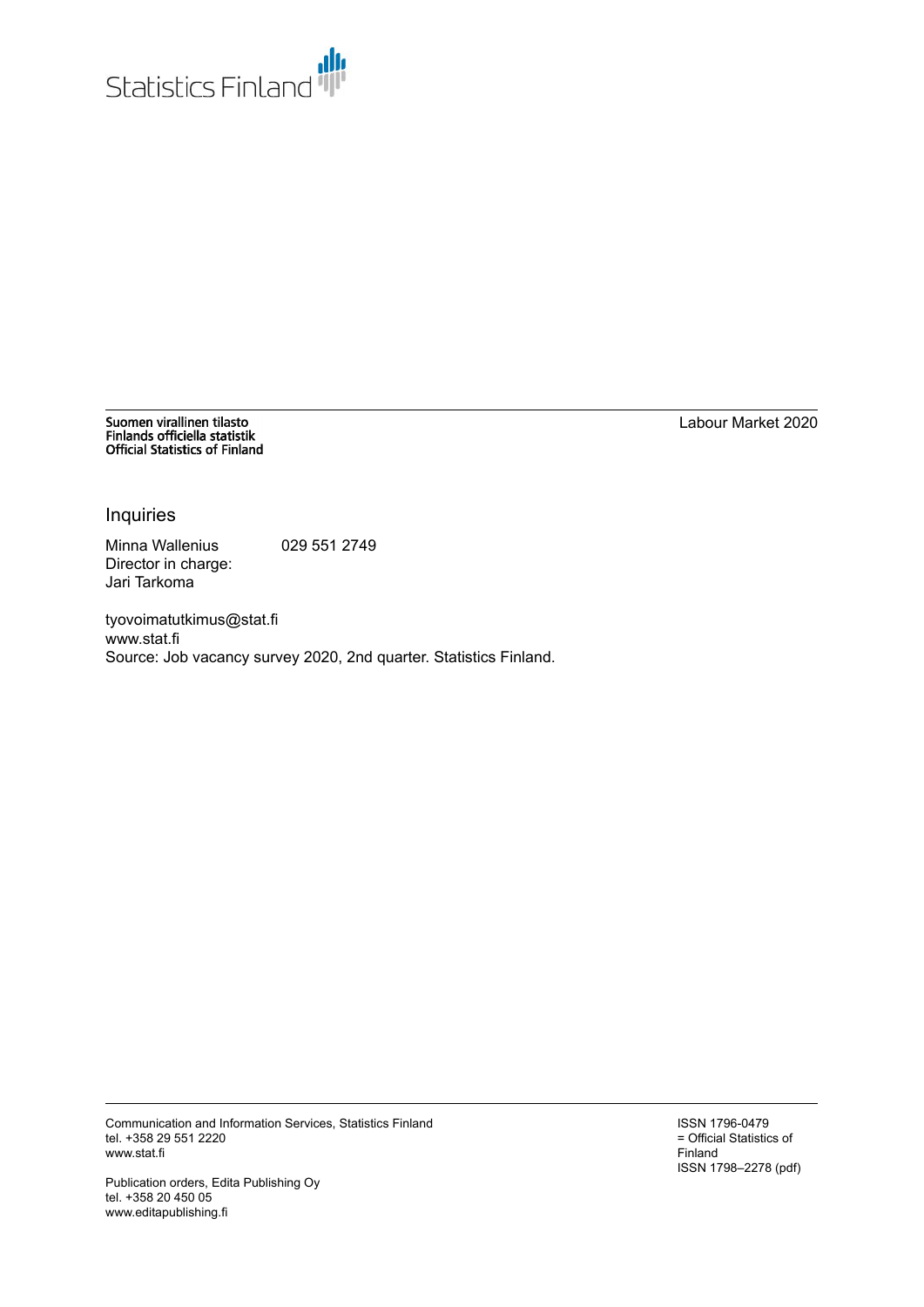Statistics Finland

Suomen virallinen tilasto
Finlands officiella statistik
Official Statistics of Finland

Labour Market 2020

## Inquiries

Minna Wallenius 029 551 2749
Director in charge:
Jari Tarkoma

tyovoimatutkimus@stat.fi
www.stat.fi
Source: Job vacancy survey 2020, 2nd quarter. Statistics Finland.

Communication and Information Services, Statistics Finland
tel. +358 29 551 2220
www.stat.fi

Publication orders, Edita Publishing Oy
tel. +358 20 450 05
www.editapublishing.fi

ISSN 1796-0479
= Official Statistics of Finland
ISSN 1798–2278 (pdf)